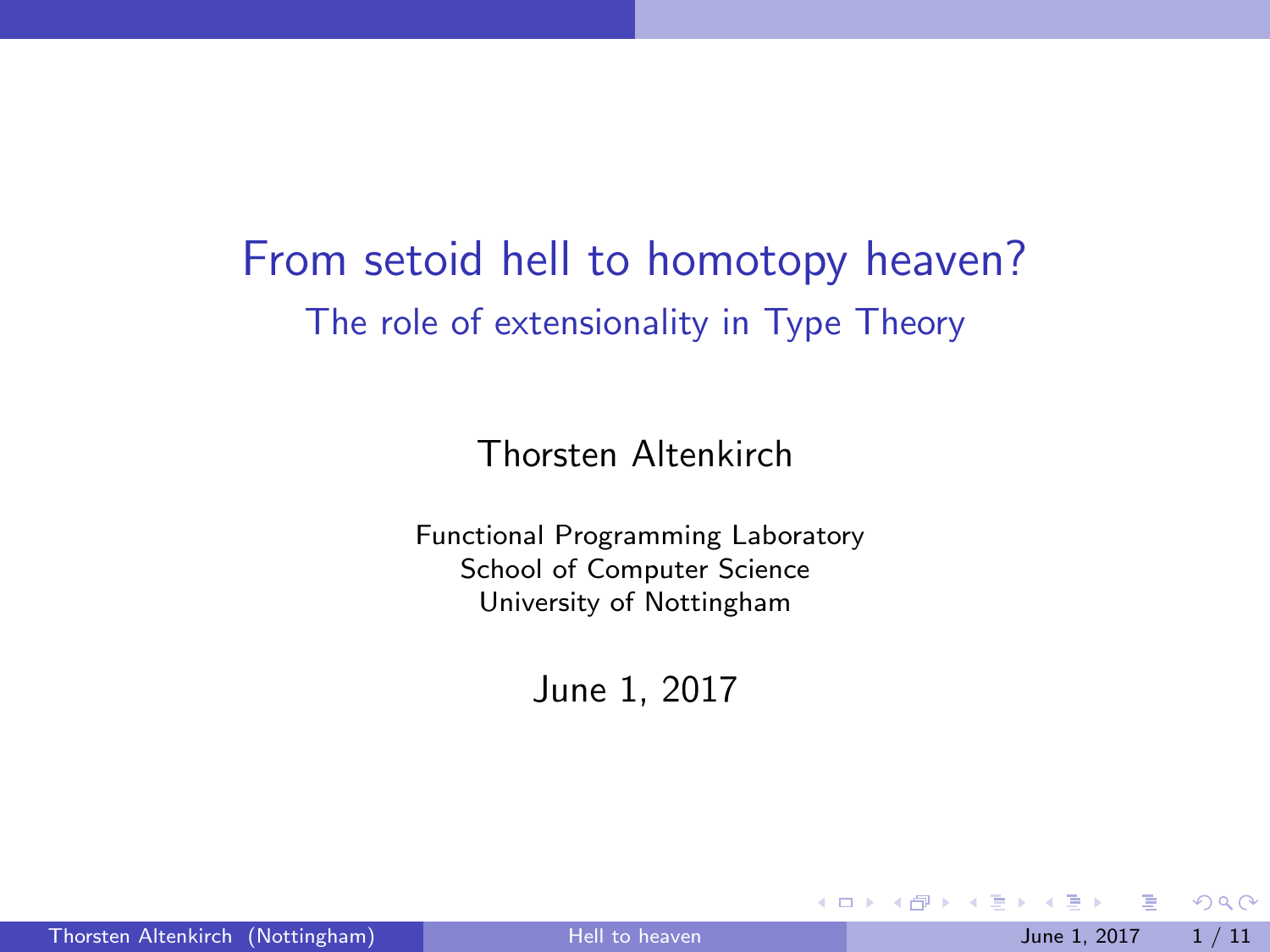# From setoid hell to homotopy heaven?

## The role of extensionality in Type Theory

Thorsten Altenkirch

Functional Programming Laboratory
School of Computer Science
University of Nottingham

June 1, 2017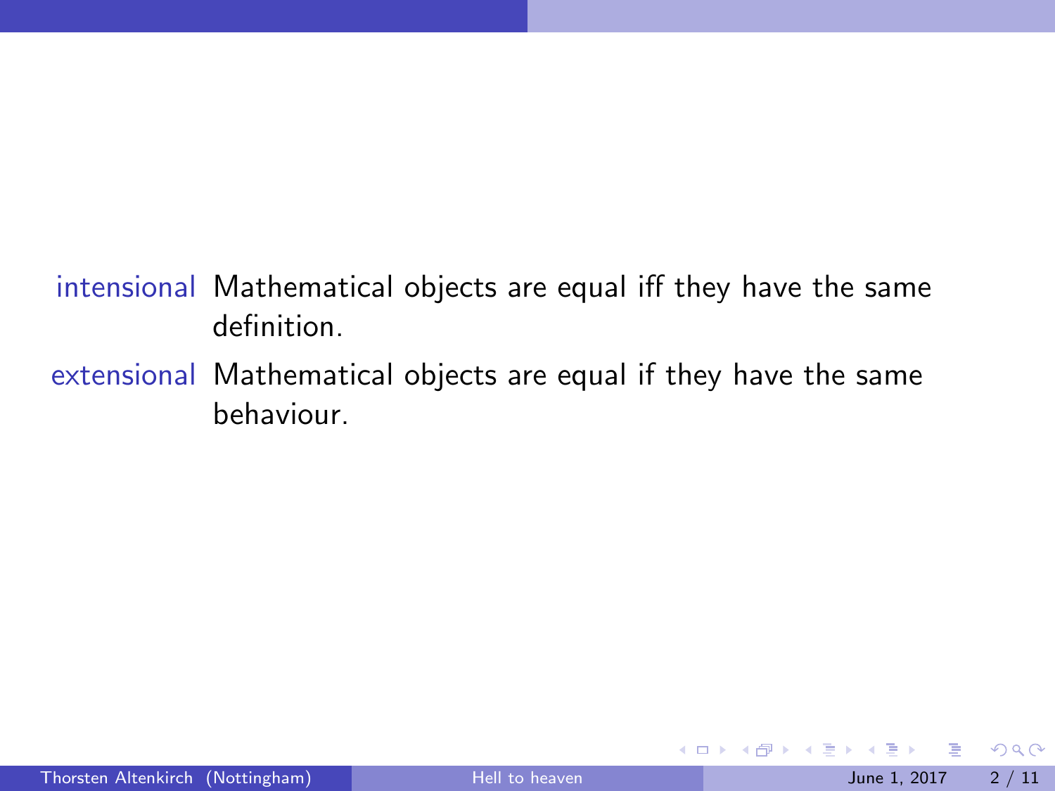**intensional** Mathematical objects are equal iff they have the same definition.

**extensional** Mathematical objects are equal if they have the same behaviour.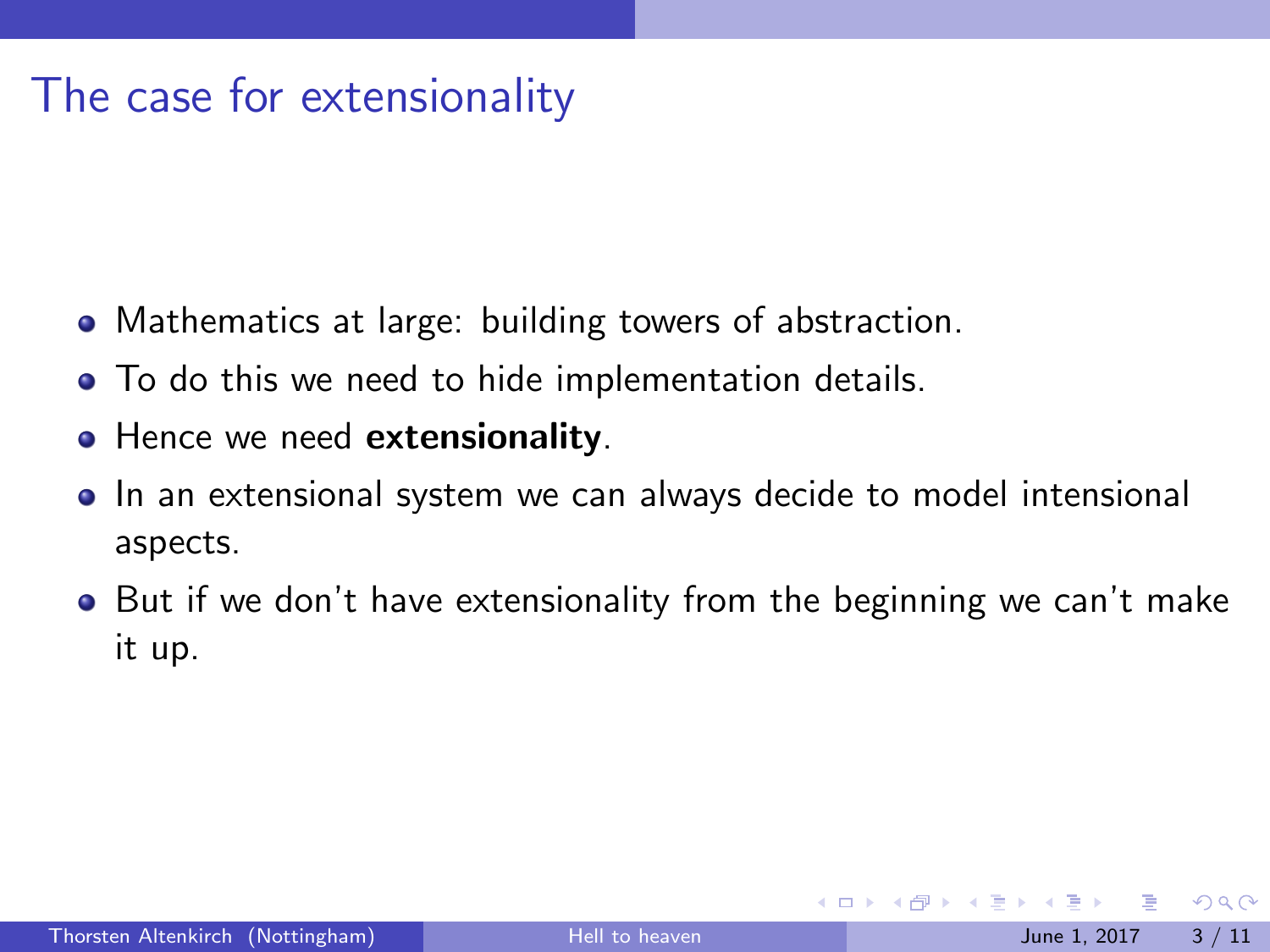# The case for extensionality

- Mathematics at large: building towers of abstraction.
- To do this we need to hide implementation details.
- Hence we need **extensionality**.
- In an extensional system we can always decide to model intensional aspects.
- But if we don't have extensionality from the beginning we can't make it up.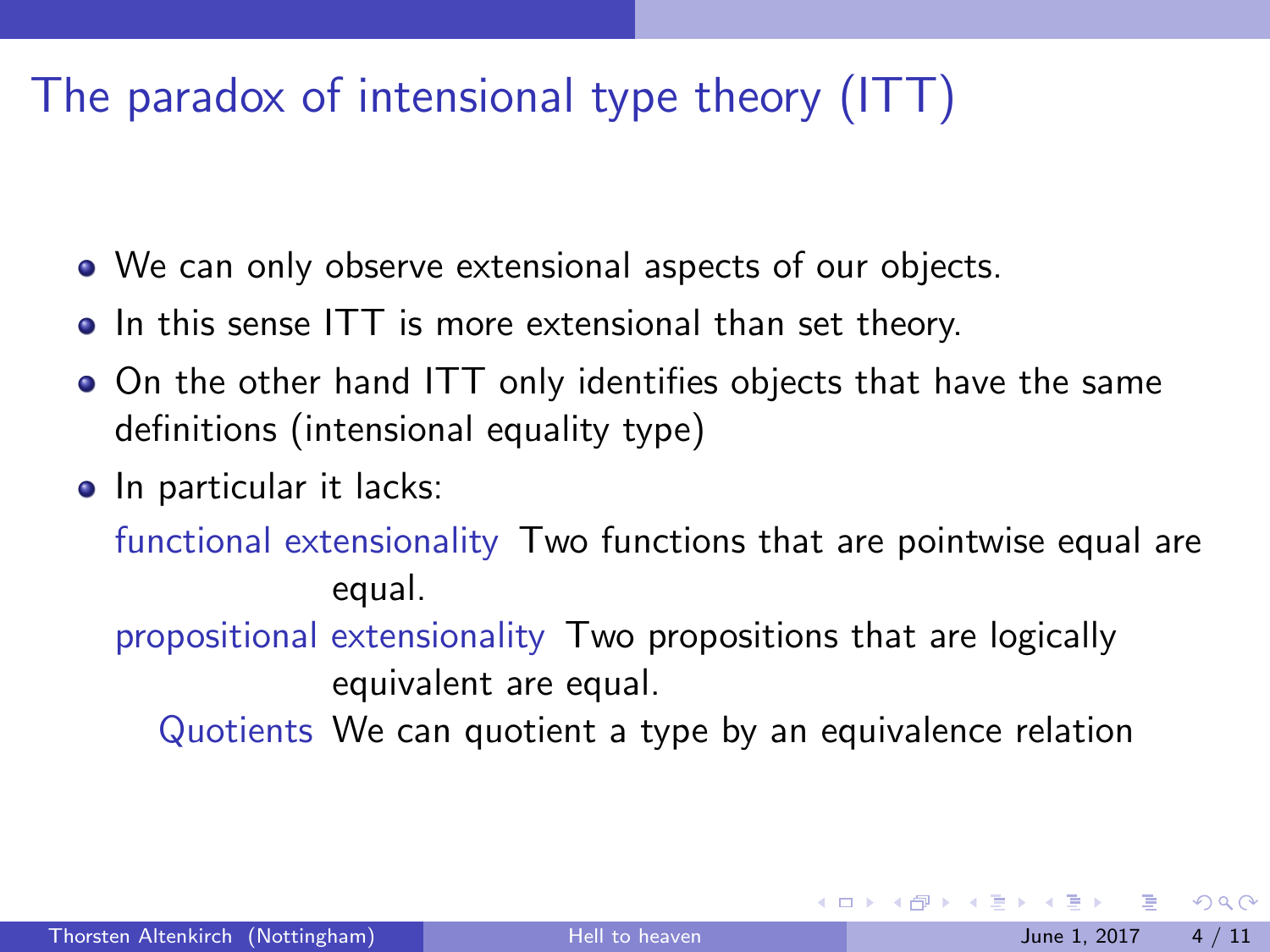# The paradox of intensional type theory (ITT)

- We can only observe extensional aspects of our objects.
- In this sense ITT is more extensional than set theory.
- On the other hand ITT only identifies objects that have the same definitions (intensional equality type)
- In particular it lacks:

  **functional extensionality** Two functions that are pointwise equal are equal.

  **propositional extensionality** Two propositions that are logically equivalent are equal.

  **Quotients** We can quotient a type by an equivalence relation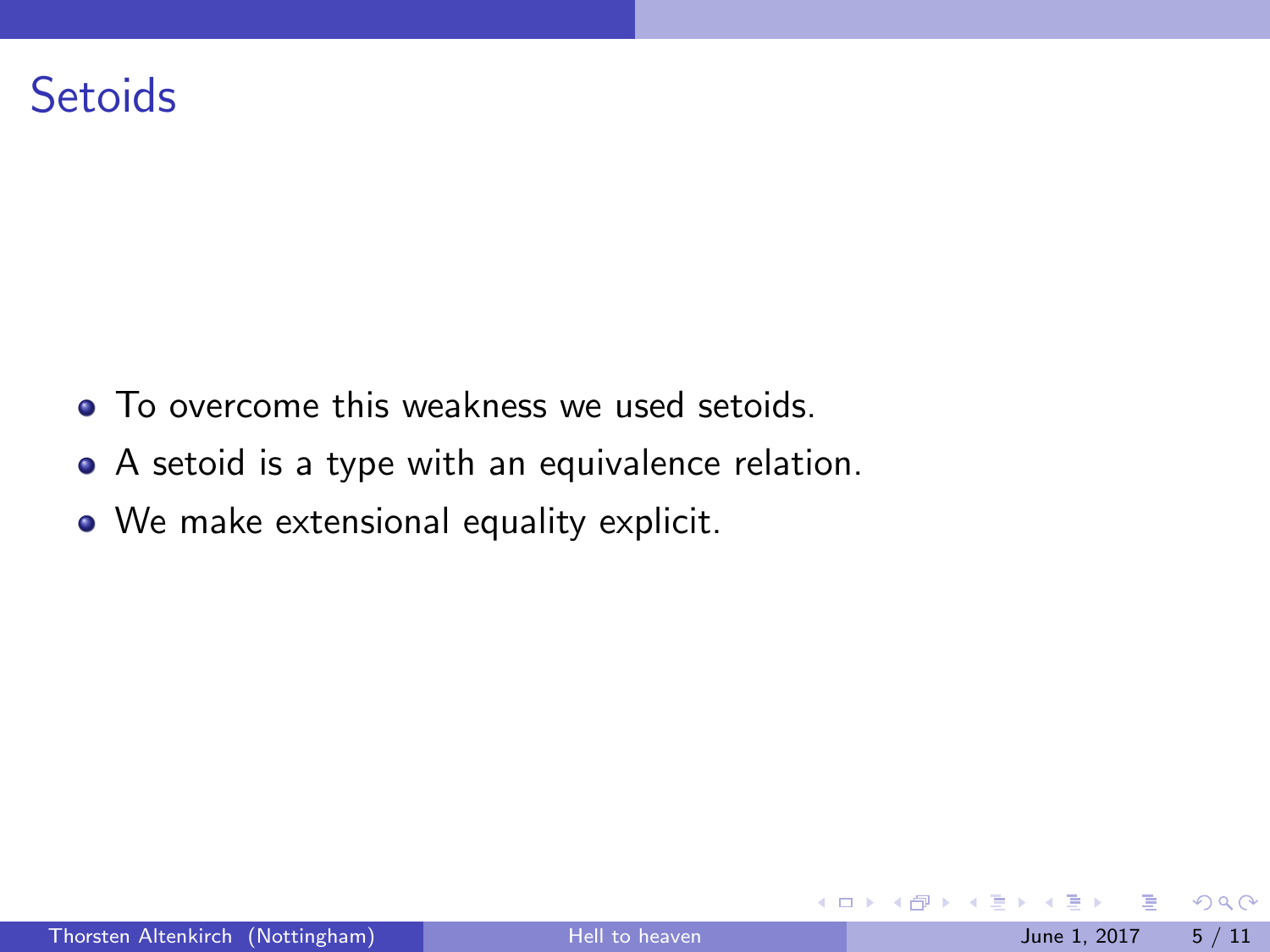# Setoids

- To overcome this weakness we used setoids.
- A setoid is a type with an equivalence relation.
- We make extensional equality explicit.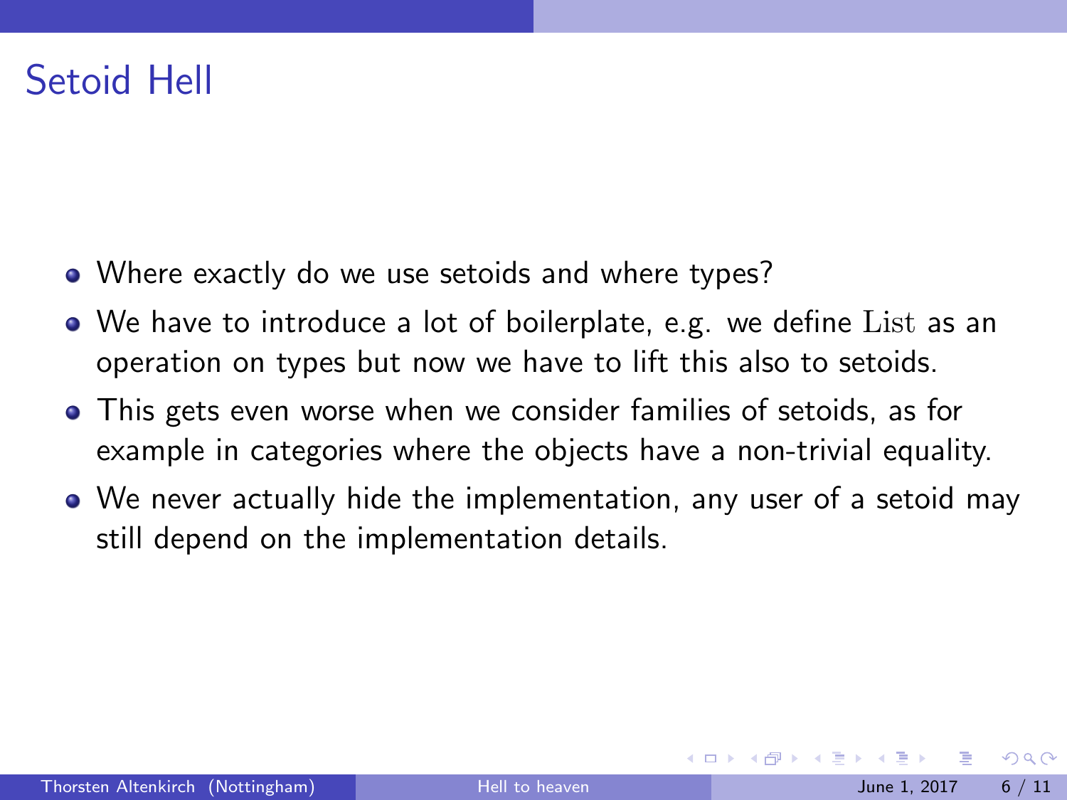# Setoid Hell

- Where exactly do we use setoids and where types?
- We have to introduce a lot of boilerplate, e.g. we define $\mathrm{List}$ as an operation on types but now we have to lift this also to setoids.
- This gets even worse when we consider families of setoids, as for example in categories where the objects have a non-trivial equality.
- We never actually hide the implementation, any user of a setoid may still depend on the implementation details.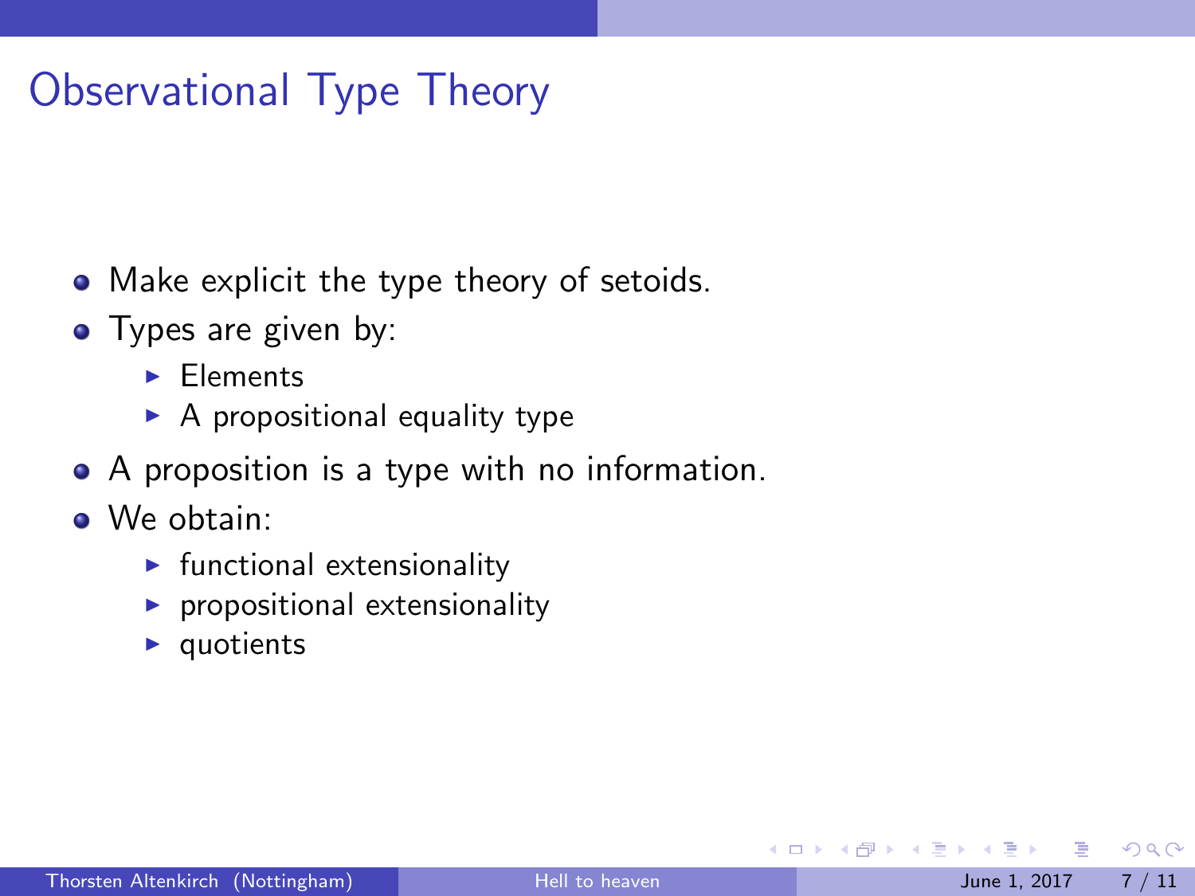# Observational Type Theory

- Make explicit the type theory of setoids.
- Types are given by:
  - Elements
  - A propositional equality type
- A proposition is a type with no information.
- We obtain:
  - functional extensionality
  - propositional extensionality
  - quotients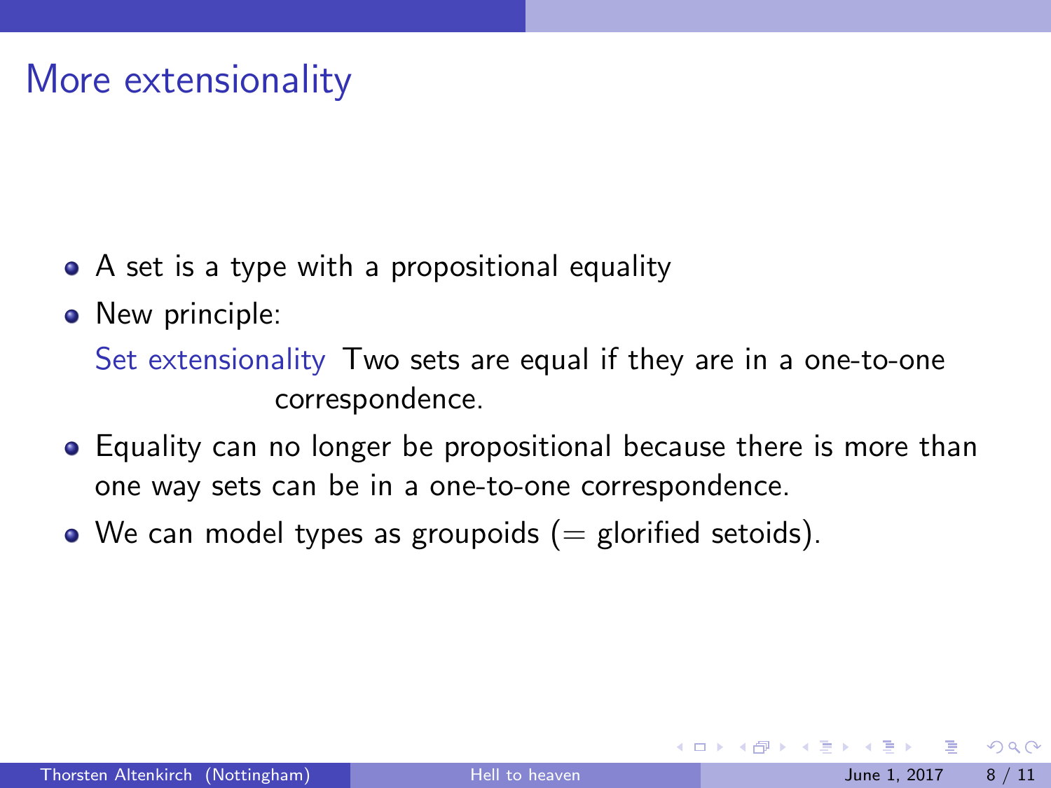# More extensionality

- A set is a type with a propositional equality
- New principle:

  **Set extensionality** Two sets are equal if they are in a one-to-one correspondence.

- Equality can no longer be propositional because there is more than one way sets can be in a one-to-one correspondence.
- We can model types as groupoids (= glorified setoids).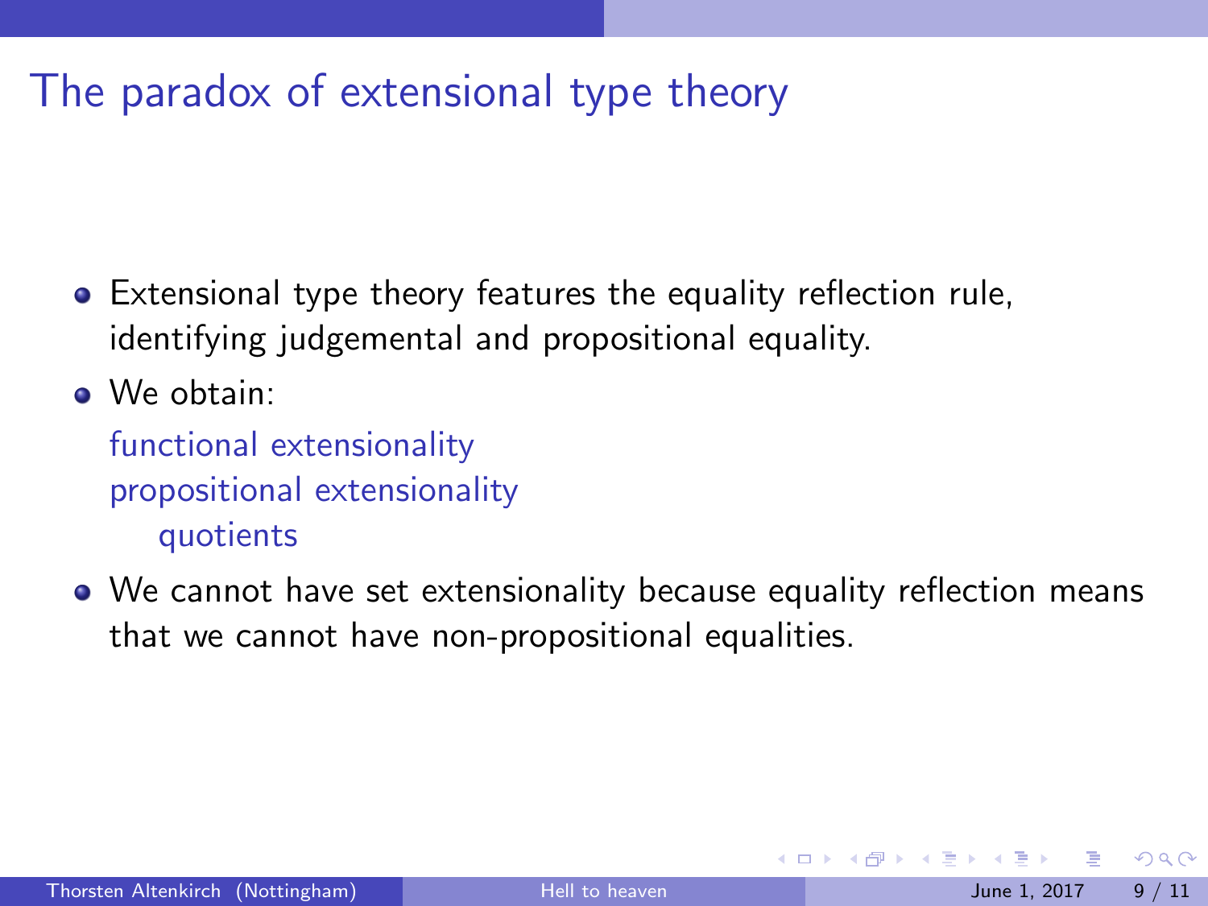# The paradox of extensional type theory

- Extensional type theory features the equality reflection rule, identifying judgemental and propositional equality.
- We obtain:

  functional extensionality
  propositional extensionality
  quotients
- We cannot have set extensionality because equality reflection means that we cannot have non-propositional equalities.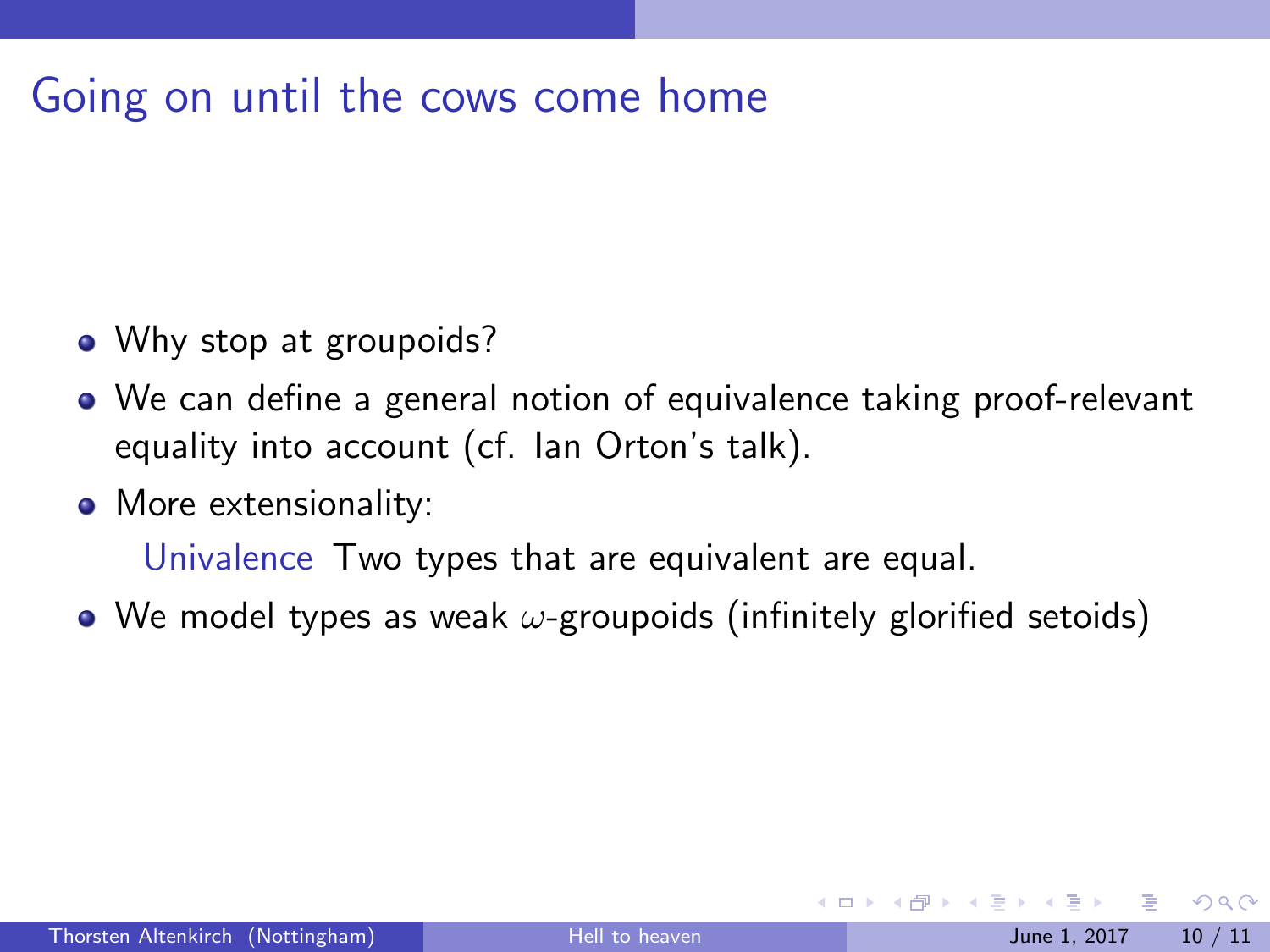# Going on until the cows come home

- Why stop at groupoids?
- We can define a general notion of equivalence taking proof-relevant equality into account (cf. Ian Orton's talk).
- More extensionality:

  Univalence Two types that are equivalent are equal.
- We model types as weak $\omega$-groupoids (infinitely glorified setoids)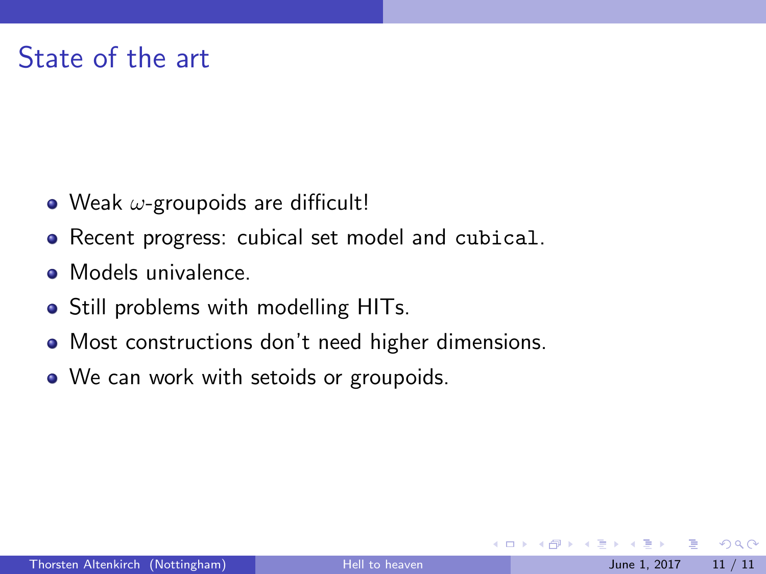# State of the art

- Weak $\omega$-groupoids are difficult!
- Recent progress: cubical set model and `cubical`.
- Models univalence.
- Still problems with modelling HITs.
- Most constructions don't need higher dimensions.
- We can work with setoids or groupoids.